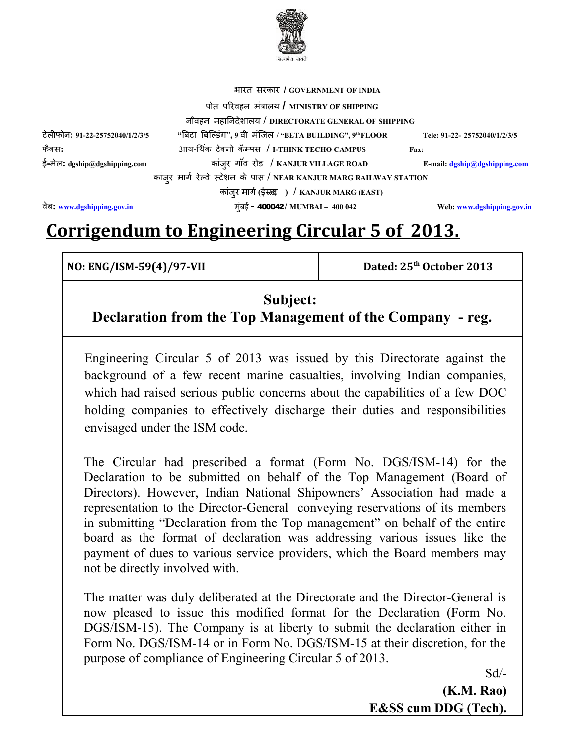सत्यमेव जयते

भारत सरकार / GOVERNMENT OF INDIA

पोत परिवहन मंत्रालय / MINISTRY OF SHIPPING

नौवहन महानिदेशालय / DIRECTORATE GENERAL OF SHIPPING

टेलीफोन: 91-22-25752040/1/2/3/5 "बिटा बिल्डिंग", 9 वी मंजिल / "BETA BUILDING", 9th FLOOR Tele: 91-22- 25752040/1/2/3/5

फैक्स: आय-थिंक टेक्नो कॅम्पस / I-THINK TECHO CAMPUS Fax:

ई-मेल: dgship@dgshipping.com कांजुर गॉव रोड / KANJUR VILLAGE ROAD E-mail: dgship@dgshipping.com

कांजुर मार्ग रेल्वे स्टेशन के पास / NEAR KANJUR MARG RAILWAY STATION

कांजुर मार्ग (ईस्ट) / KANJUR MARG (EAST)

वेब: www.dgshipping.gov.in मुंबई - 400042/ MUMBAI – 400 042 Web: www.dgshipping.gov.in

# Corrigendum to Engineering Circular 5 of 2013.

| NO: ENG/ISM-59(4)/97-VII | Dated: 25th October 2013 |
|---|---|

## Subject: Declaration from the Top Management of the Company - reg.

Engineering Circular 5 of 2013 was issued by this Directorate against the background of a few recent marine casualties, involving Indian companies, which had raised serious public concerns about the capabilities of a few DOC holding companies to effectively discharge their duties and responsibilities envisaged under the ISM code.

The Circular had prescribed a format (Form No. DGS/ISM-14) for the Declaration to be submitted on behalf of the Top Management (Board of Directors). However, Indian National Shipowners' Association had made a representation to the Director-General conveying reservations of its members in submitting "Declaration from the Top management" on behalf of the entire board as the format of declaration was addressing various issues like the payment of dues to various service providers, which the Board members may not be directly involved with.

The matter was duly deliberated at the Directorate and the Director-General is now pleased to issue this modified format for the Declaration (Form No. DGS/ISM-15). The Company is at liberty to submit the declaration either in Form No. DGS/ISM-14 or in Form No. DGS/ISM-15 at their discretion, for the purpose of compliance of Engineering Circular 5 of 2013.

Sd/-

**(K.M. Rao)**

**E&SS cum DDG (Tech).**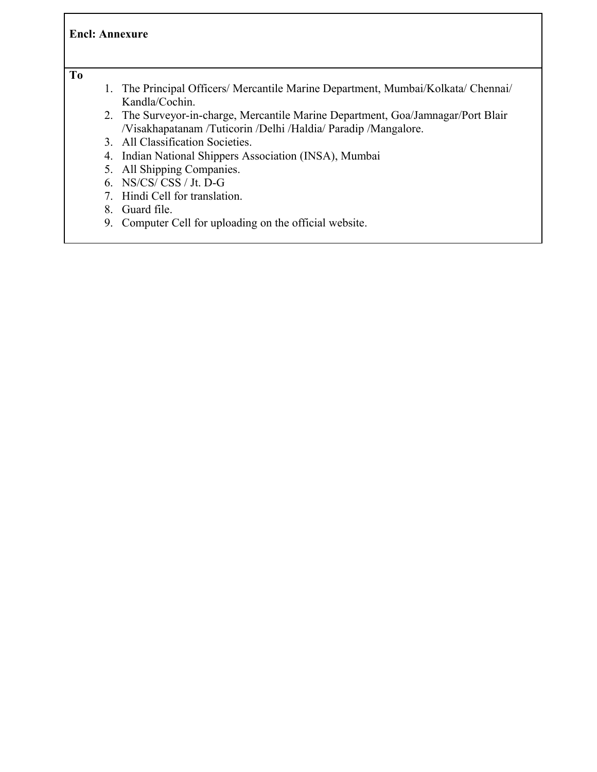**Encl: Annexure**

**To**

1. The Principal Officers/ Mercantile Marine Department, Mumbai/Kolkata/ Chennai/ Kandla/Cochin.
2. The Surveyor-in-charge, Mercantile Marine Department, Goa/Jamnagar/Port Blair /Visakhapatanam /Tuticorin /Delhi /Haldia/ Paradip /Mangalore.
3. All Classification Societies.
4. Indian National Shippers Association (INSA), Mumbai
5. All Shipping Companies.
6. NS/CS/ CSS / Jt. D-G
7. Hindi Cell for translation.
8. Guard file.
9. Computer Cell for uploading on the official website.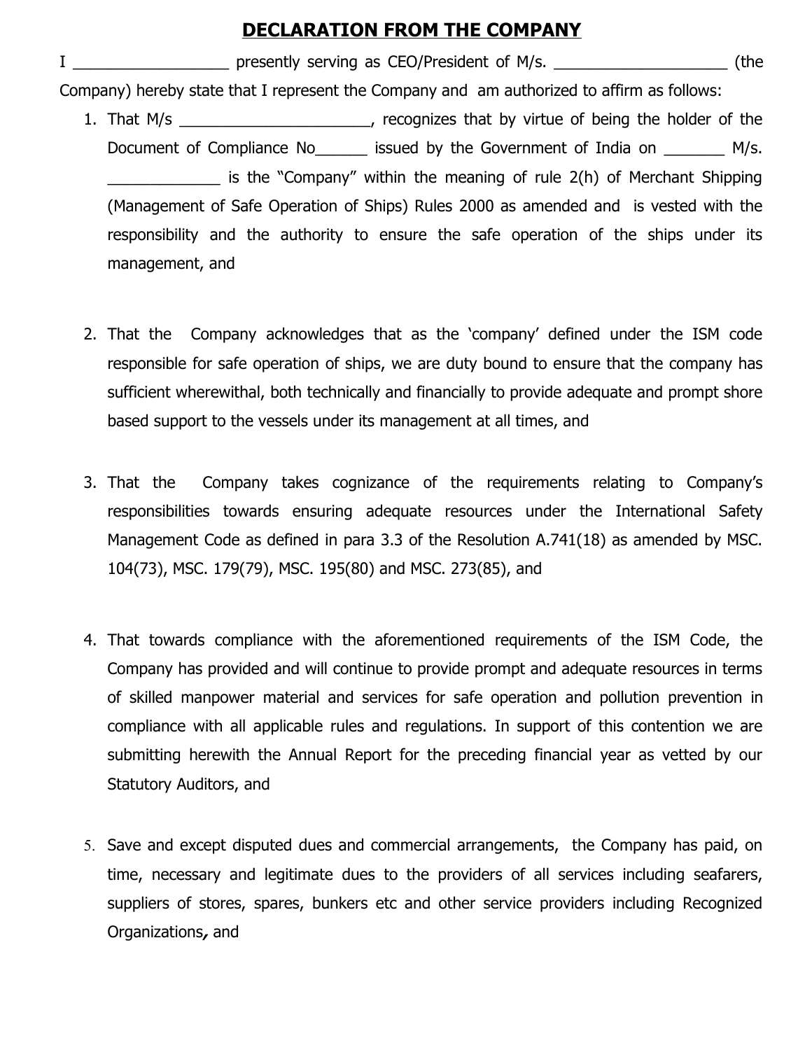# DECLARATION FROM THE COMPANY

I __________________ presently serving as CEO/President of M/s. ____________________ (the Company) hereby state that I represent the Company and am authorized to affirm as follows:

1. That M/s ______________________, recognizes that by virtue of being the holder of the Document of Compliance No______ issued by the Government of India on _______ M/s. _____________ is the "Company" within the meaning of rule 2(h) of Merchant Shipping (Management of Safe Operation of Ships) Rules 2000 as amended and is vested with the responsibility and the authority to ensure the safe operation of the ships under its management, and

2. That the Company acknowledges that as the 'company' defined under the ISM code responsible for safe operation of ships, we are duty bound to ensure that the company has sufficient wherewithal, both technically and financially to provide adequate and prompt shore based support to the vessels under its management at all times, and

3. That the Company takes cognizance of the requirements relating to Company's responsibilities towards ensuring adequate resources under the International Safety Management Code as defined in para 3.3 of the Resolution A.741(18) as amended by MSC. 104(73), MSC. 179(79), MSC. 195(80) and MSC. 273(85), and

4. That towards compliance with the aforementioned requirements of the ISM Code, the Company has provided and will continue to provide prompt and adequate resources in terms of skilled manpower material and services for safe operation and pollution prevention in compliance with all applicable rules and regulations. In support of this contention we are submitting herewith the Annual Report for the preceding financial year as vetted by our Statutory Auditors, and

5. Save and except disputed dues and commercial arrangements, the Company has paid, on time, necessary and legitimate dues to the providers of all services including seafarers, suppliers of stores, spares, bunkers etc and other service providers including Recognized Organizations, and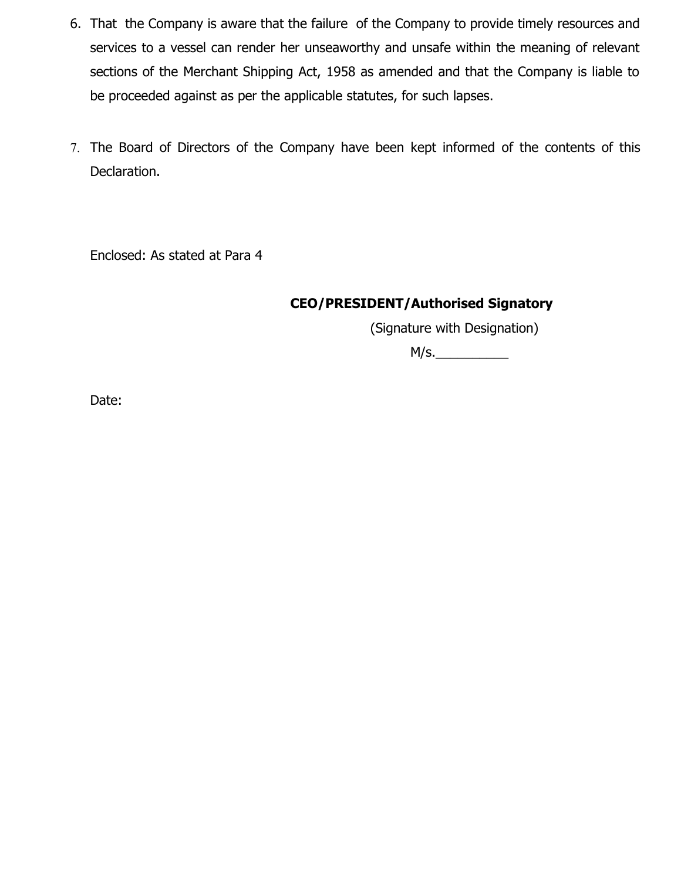6. That the Company is aware that the failure of the Company to provide timely resources and services to a vessel can render her unseaworthy and unsafe within the meaning of relevant sections of the Merchant Shipping Act, 1958 as amended and that the Company is liable to be proceeded against as per the applicable statutes, for such lapses.

7. The Board of Directors of the Company have been kept informed of the contents of this Declaration.

Enclosed: As stated at Para 4

**CEO/PRESIDENT/Authorised Signatory**

(Signature with Designation)

M/s.__________

Date: